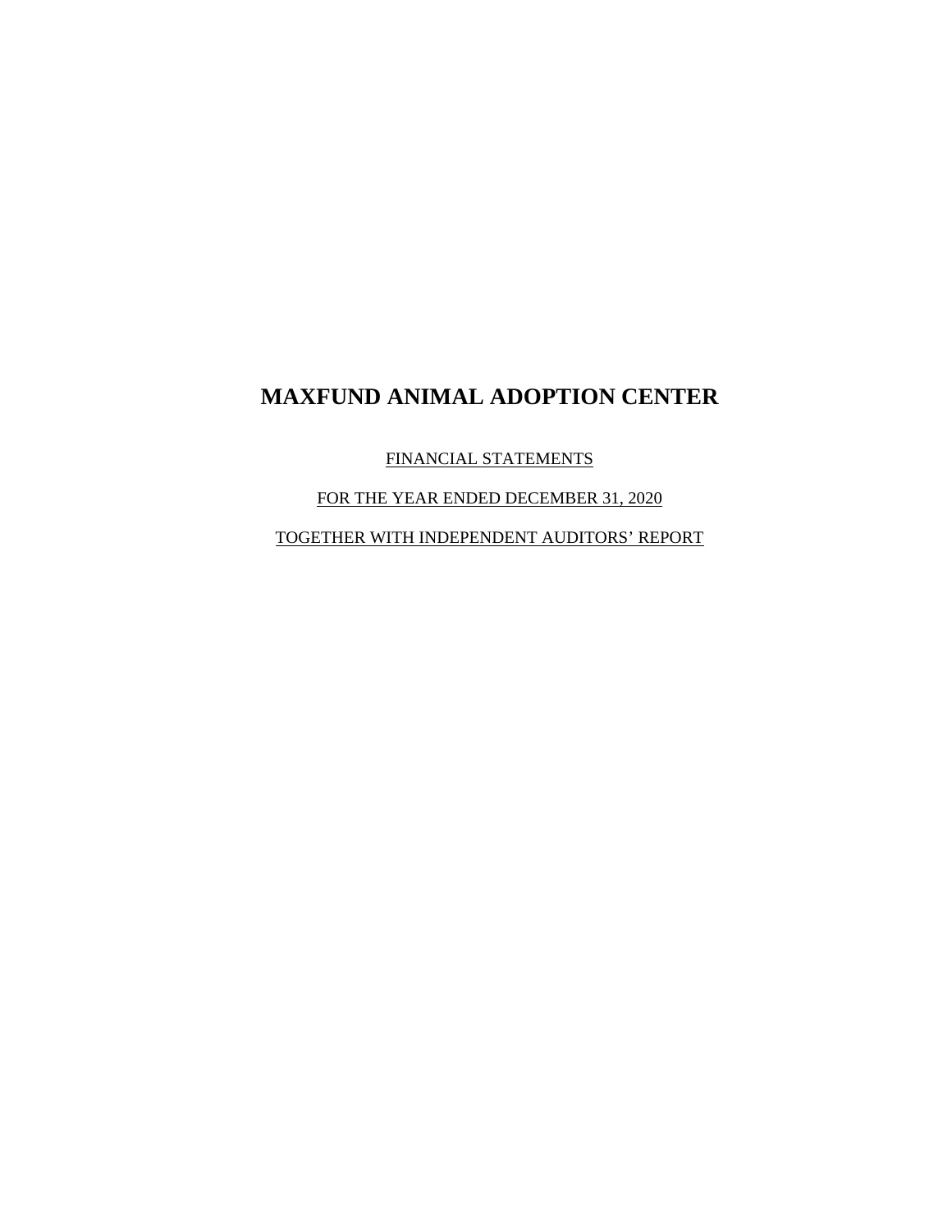# MAXFUND ANIMAL ADOPTION CENTER

FINANCIAL STATEMENTS

FOR THE YEAR ENDED DECEMBER 31, 2020

TOGETHER WITH INDEPENDENT AUDITORS' REPORT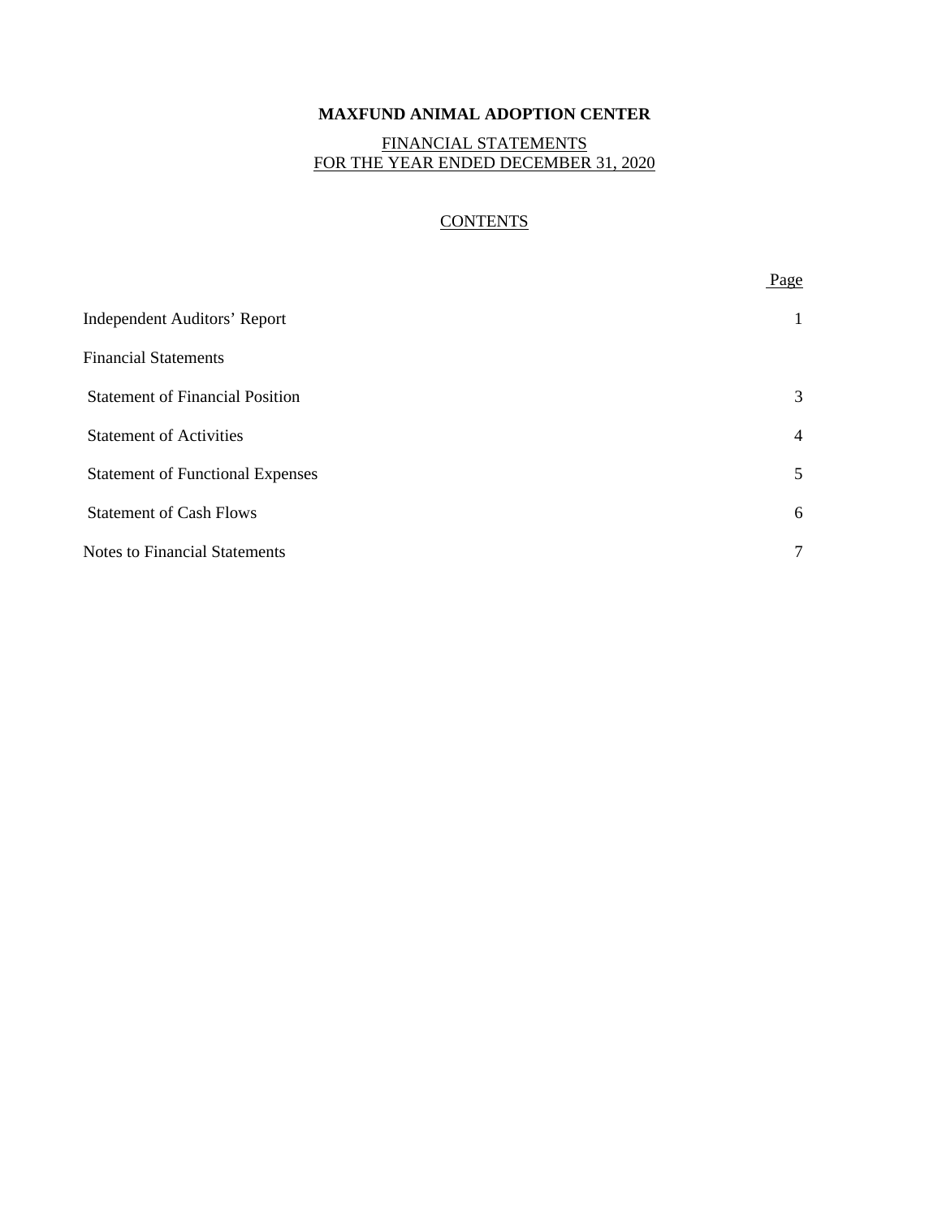**MAXFUND ANIMAL ADOPTION CENTER**

FINANCIAL STATEMENTS
FOR THE YEAR ENDED DECEMBER 31, 2020

CONTENTS

| | Page |
|---|---|
| Independent Auditors' Report | 1 |
| Financial Statements | |
| Statement of Financial Position | 3 |
| Statement of Activities | 4 |
| Statement of Functional Expenses | 5 |
| Statement of Cash Flows | 6 |
| Notes to Financial Statements | 7 |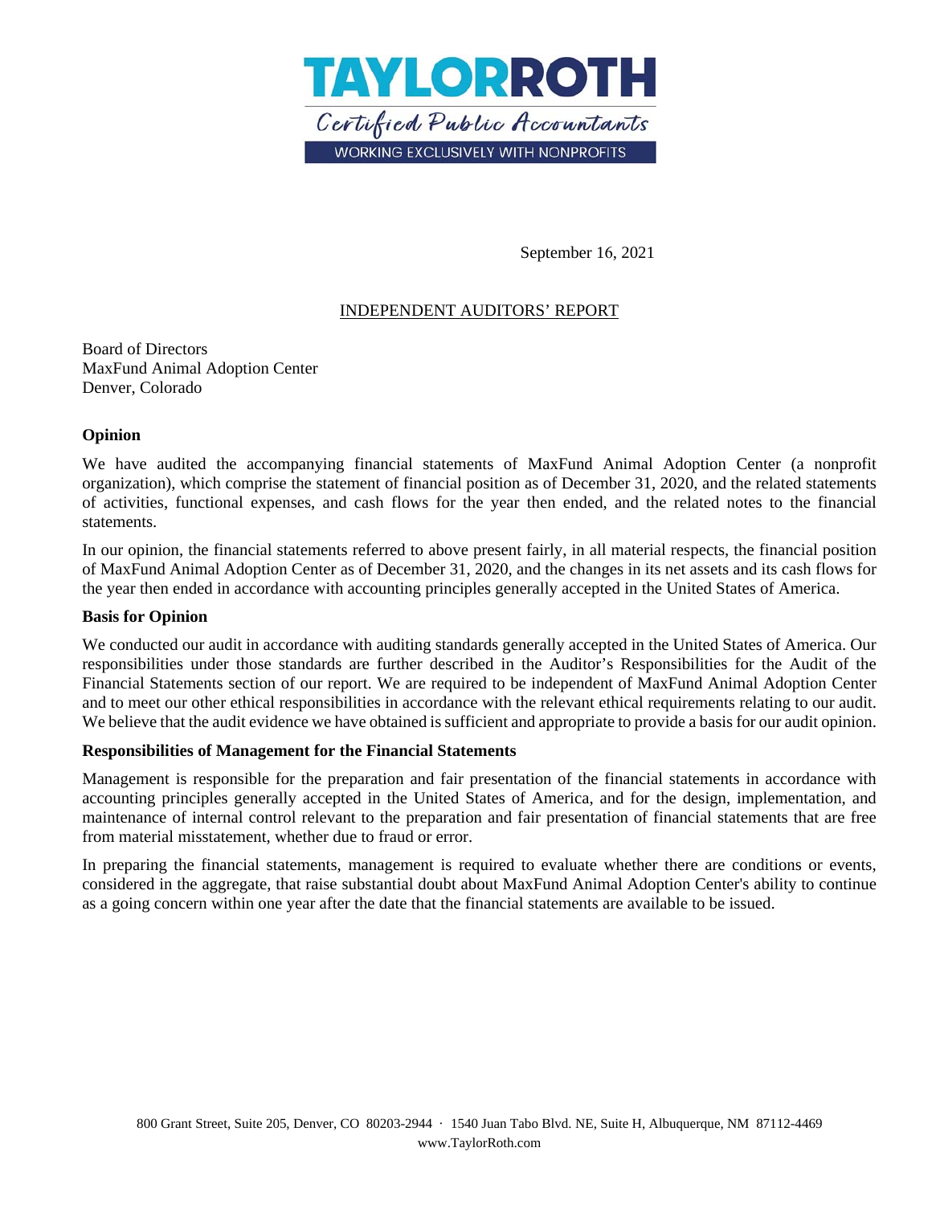TAYLORROTH

Certified Public Accountants

WORKING EXCLUSIVELY WITH NONPROFITS

September 16, 2021

INDEPENDENT AUDITORS' REPORT

Board of Directors
MaxFund Animal Adoption Center
Denver, Colorado

**Opinion**

We have audited the accompanying financial statements of MaxFund Animal Adoption Center (a nonprofit organization), which comprise the statement of financial position as of December 31, 2020, and the related statements of activities, functional expenses, and cash flows for the year then ended, and the related notes to the financial statements.

In our opinion, the financial statements referred to above present fairly, in all material respects, the financial position of MaxFund Animal Adoption Center as of December 31, 2020, and the changes in its net assets and its cash flows for the year then ended in accordance with accounting principles generally accepted in the United States of America.

**Basis for Opinion**

We conducted our audit in accordance with auditing standards generally accepted in the United States of America. Our responsibilities under those standards are further described in the Auditor's Responsibilities for the Audit of the Financial Statements section of our report. We are required to be independent of MaxFund Animal Adoption Center and to meet our other ethical responsibilities in accordance with the relevant ethical requirements relating to our audit. We believe that the audit evidence we have obtained is sufficient and appropriate to provide a basis for our audit opinion.

**Responsibilities of Management for the Financial Statements**

Management is responsible for the preparation and fair presentation of the financial statements in accordance with accounting principles generally accepted in the United States of America, and for the design, implementation, and maintenance of internal control relevant to the preparation and fair presentation of financial statements that are free from material misstatement, whether due to fraud or error.

In preparing the financial statements, management is required to evaluate whether there are conditions or events, considered in the aggregate, that raise substantial doubt about MaxFund Animal Adoption Center's ability to continue as a going concern within one year after the date that the financial statements are available to be issued.

800 Grant Street, Suite 205, Denver, CO 80203-2944 · 1540 Juan Tabo Blvd. NE, Suite H, Albuquerque, NM 87112-4469
www.TaylorRoth.com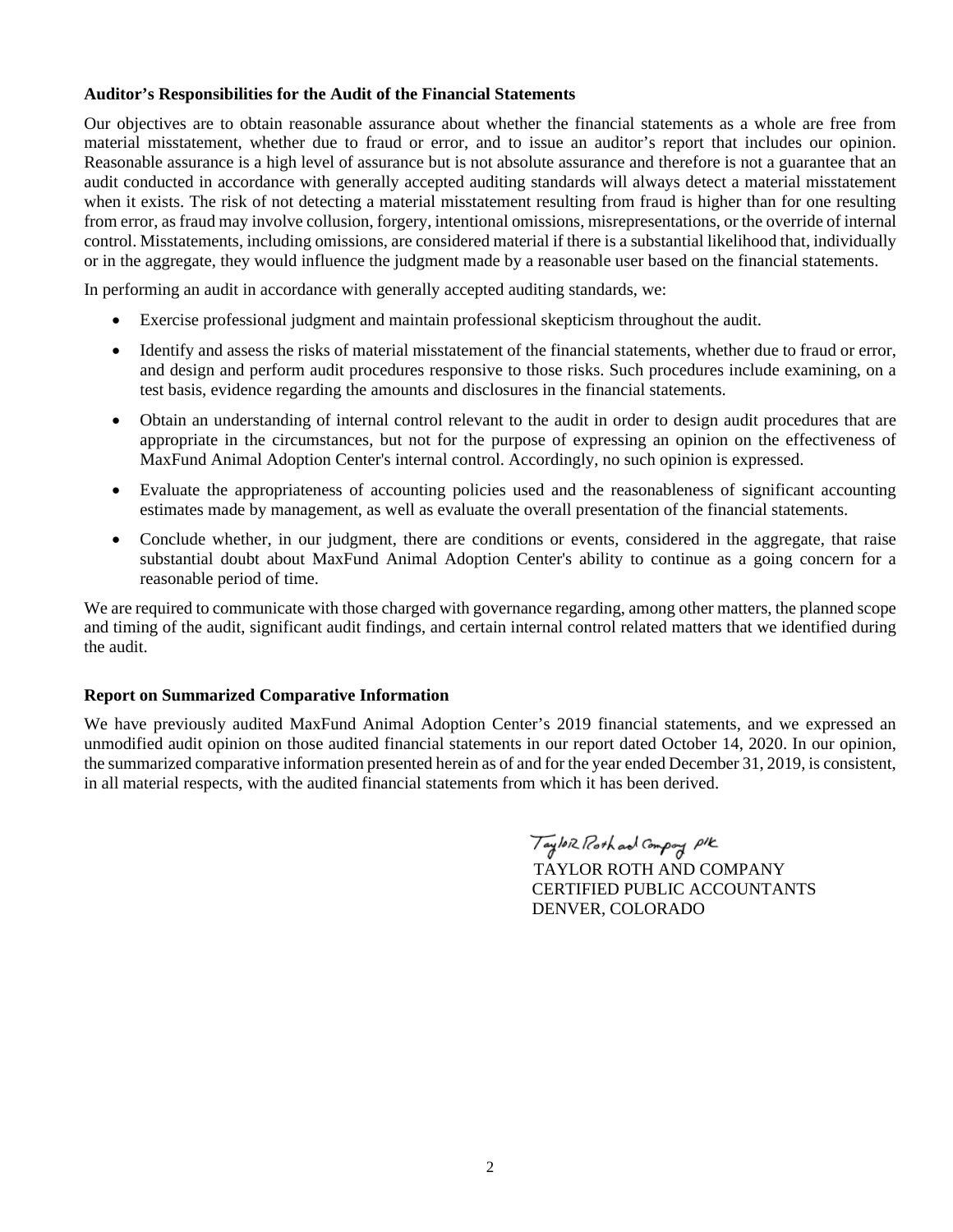### Auditor's Responsibilities for the Audit of the Financial Statements

Our objectives are to obtain reasonable assurance about whether the financial statements as a whole are free from material misstatement, whether due to fraud or error, and to issue an auditor's report that includes our opinion. Reasonable assurance is a high level of assurance but is not absolute assurance and therefore is not a guarantee that an audit conducted in accordance with generally accepted auditing standards will always detect a material misstatement when it exists. The risk of not detecting a material misstatement resulting from fraud is higher than for one resulting from error, as fraud may involve collusion, forgery, intentional omissions, misrepresentations, or the override of internal control. Misstatements, including omissions, are considered material if there is a substantial likelihood that, individually or in the aggregate, they would influence the judgment made by a reasonable user based on the financial statements.

In performing an audit in accordance with generally accepted auditing standards, we:

- Exercise professional judgment and maintain professional skepticism throughout the audit.
- Identify and assess the risks of material misstatement of the financial statements, whether due to fraud or error, and design and perform audit procedures responsive to those risks. Such procedures include examining, on a test basis, evidence regarding the amounts and disclosures in the financial statements.
- Obtain an understanding of internal control relevant to the audit in order to design audit procedures that are appropriate in the circumstances, but not for the purpose of expressing an opinion on the effectiveness of MaxFund Animal Adoption Center's internal control. Accordingly, no such opinion is expressed.
- Evaluate the appropriateness of accounting policies used and the reasonableness of significant accounting estimates made by management, as well as evaluate the overall presentation of the financial statements.
- Conclude whether, in our judgment, there are conditions or events, considered in the aggregate, that raise substantial doubt about MaxFund Animal Adoption Center's ability to continue as a going concern for a reasonable period of time.

We are required to communicate with those charged with governance regarding, among other matters, the planned scope and timing of the audit, significant audit findings, and certain internal control related matters that we identified during the audit.

### Report on Summarized Comparative Information

We have previously audited MaxFund Animal Adoption Center's 2019 financial statements, and we expressed an unmodified audit opinion on those audited financial statements in our report dated October 14, 2020. In our opinion, the summarized comparative information presented herein as of and for the year ended December 31, 2019, is consistent, in all material respects, with the audited financial statements from which it has been derived.

Taylor Roth and Company PLLC

TAYLOR ROTH AND COMPANY
CERTIFIED PUBLIC ACCOUNTANTS
DENVER, COLORADO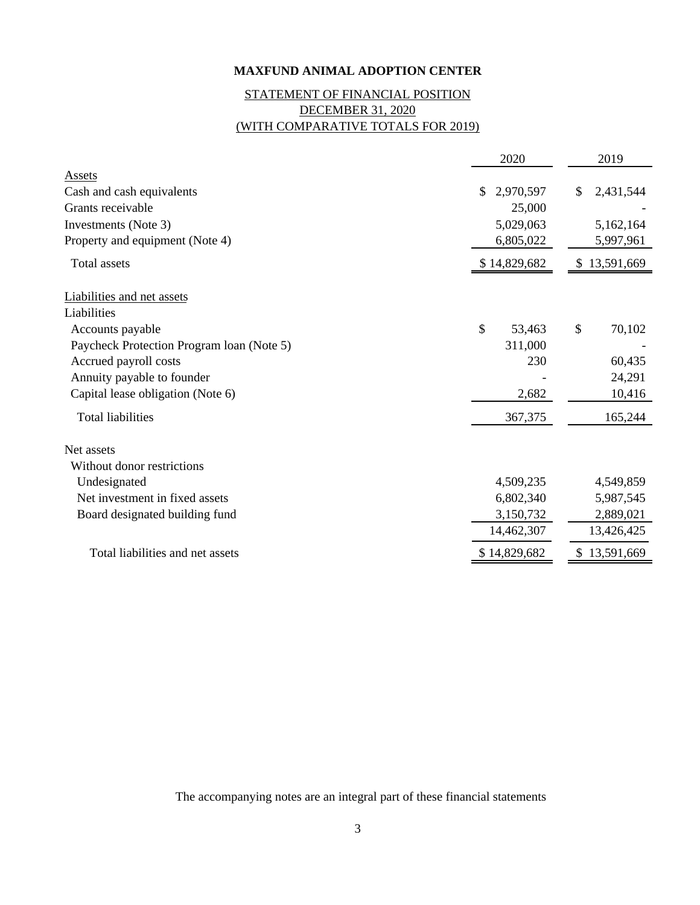# MAXFUND ANIMAL ADOPTION CENTER

## STATEMENT OF FINANCIAL POSITION
## DECEMBER 31, 2020
## (WITH COMPARATIVE TOTALS FOR 2019)

| | 2020 | 2019 |
|---|---|---|
| Assets | | |
| Cash and cash equivalents | $ 2,970,597 | $ 2,431,544 |
| Grants receivable | 25,000 | - |
| Investments (Note 3) | 5,029,063 | 5,162,164 |
| Property and equipment (Note 4) | 6,805,022 | 5,997,961 |
| Total assets | $ 14,829,682 | $ 13,591,669 |
| Liabilities and net assets | | |
| Liabilities | | |
| Accounts payable | $ 53,463 | $ 70,102 |
| Paycheck Protection Program loan (Note 5) | 311,000 | - |
| Accrued payroll costs | 230 | 60,435 |
| Annuity payable to founder | - | 24,291 |
| Capital lease obligation (Note 6) | 2,682 | 10,416 |
| Total liabilities | 367,375 | 165,244 |
| Net assets | | |
| Without donor restrictions | | |
| Undesignated | 4,509,235 | 4,549,859 |
| Net investment in fixed assets | 6,802,340 | 5,987,545 |
| Board designated building fund | 3,150,732 | 2,889,021 |
| | 14,462,307 | 13,426,425 |
| Total liabilities and net assets | $ 14,829,682 | $ 13,591,669 |

The accompanying notes are an integral part of these financial statements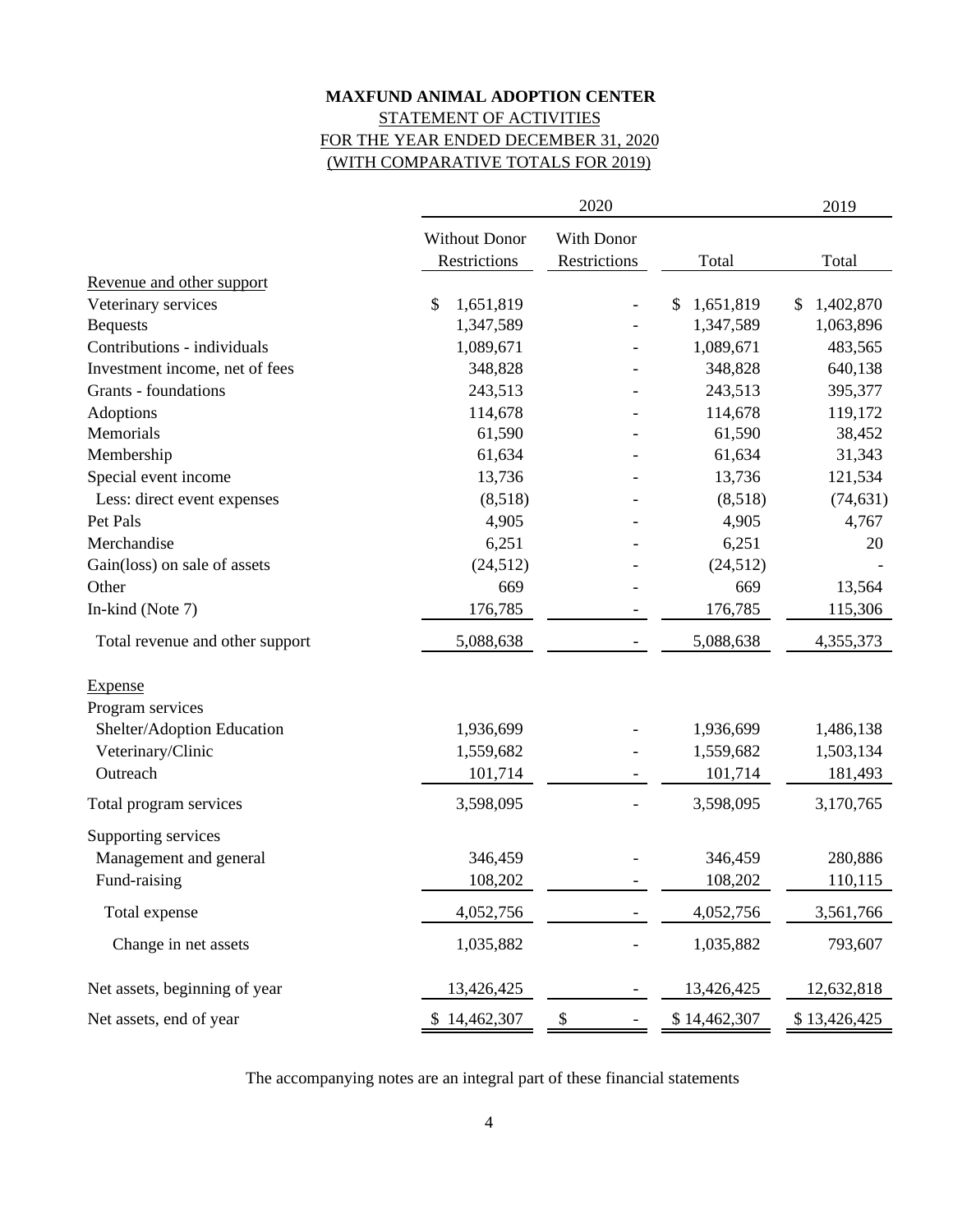**MAXFUND ANIMAL ADOPTION CENTER**

STATEMENT OF ACTIVITIES

FOR THE YEAR ENDED DECEMBER 31, 2020

(WITH COMPARATIVE TOTALS FOR 2019)

| | 2020 | | | 2019 |
|---|---|---|---|---|
| | Without Donor Restrictions | With Donor Restrictions | Total | Total |
| Revenue and other support | | | | |
| Veterinary services | $ 1,651,819 | - | $ 1,651,819 | $ 1,402,870 |
| Bequests | 1,347,589 | - | 1,347,589 | 1,063,896 |
| Contributions - individuals | 1,089,671 | - | 1,089,671 | 483,565 |
| Investment income, net of fees | 348,828 | - | 348,828 | 640,138 |
| Grants - foundations | 243,513 | - | 243,513 | 395,377 |
| Adoptions | 114,678 | - | 114,678 | 119,172 |
| Memorials | 61,590 | - | 61,590 | 38,452 |
| Membership | 61,634 | - | 61,634 | 31,343 |
| Special event income | 13,736 | - | 13,736 | 121,534 |
| Less: direct event expenses | (8,518) | - | (8,518) | (74,631) |
| Pet Pals | 4,905 | - | 4,905 | 4,767 |
| Merchandise | 6,251 | - | 6,251 | 20 |
| Gain(loss) on sale of assets | (24,512) | - | (24,512) | - |
| Other | 669 | - | 669 | 13,564 |
| In-kind (Note 7) | 176,785 | - | 176,785 | 115,306 |
| Total revenue and other support | 5,088,638 | - | 5,088,638 | 4,355,373 |
| Expense | | | | |
| Program services | | | | |
| Shelter/Adoption Education | 1,936,699 | - | 1,936,699 | 1,486,138 |
| Veterinary/Clinic | 1,559,682 | - | 1,559,682 | 1,503,134 |
| Outreach | 101,714 | - | 101,714 | 181,493 |
| Total program services | 3,598,095 | - | 3,598,095 | 3,170,765 |
| Supporting services | | | | |
| Management and general | 346,459 | - | 346,459 | 280,886 |
| Fund-raising | 108,202 | - | 108,202 | 110,115 |
| Total expense | 4,052,756 | - | 4,052,756 | 3,561,766 |
| Change in net assets | 1,035,882 | - | 1,035,882 | 793,607 |
| Net assets, beginning of year | 13,426,425 | - | 13,426,425 | 12,632,818 |
| Net assets, end of year | $ 14,462,307 | $ - | $ 14,462,307 | $ 13,426,425 |

The accompanying notes are an integral part of these financial statements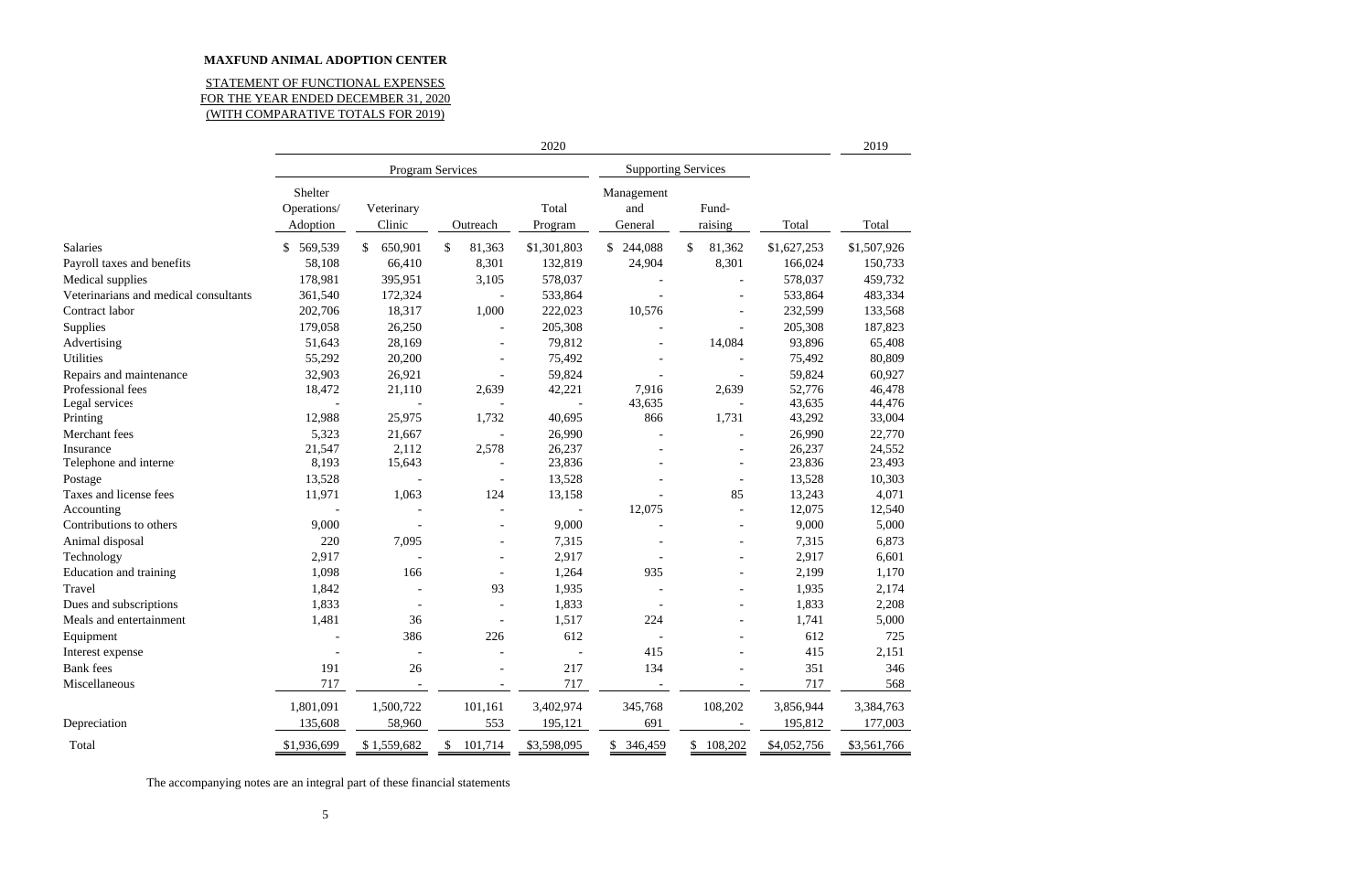**MAXFUND ANIMAL ADOPTION CENTER**

STATEMENT OF FUNCTIONAL EXPENSES
FOR THE YEAR ENDED DECEMBER 31, 2020
(WITH COMPARATIVE TOTALS FOR 2019)

| | 2020 | | | | | | | 2019 |
|---|---|---|---|---|---|---|---|---|
| | Program Services | | | | Supporting Services | | | |
| | Shelter Operations/ Adoption | Veterinary Clinic | Outreach | Total Program | Management and General | Fund-raising | Total | Total |
| Salaries | $ 569,539 | $ 650,901 | $ 81,363 | $1,301,803 | $ 244,088 | $ 81,362 | $1,627,253 | $1,507,926 |
| Payroll taxes and benefits | 58,108 | 66,410 | 8,301 | 132,819 | 24,904 | 8,301 | 166,024 | 150,733 |
| Medical supplies | 178,981 | 395,951 | 3,105 | 578,037 | - | - | 578,037 | 459,732 |
| Veterinarians and medical consultants | 361,540 | 172,324 | - | 533,864 | - | - | 533,864 | 483,334 |
| Contract labor | 202,706 | 18,317 | 1,000 | 222,023 | 10,576 | - | 232,599 | 133,568 |
| Supplies | 179,058 | 26,250 | - | 205,308 | - | - | 205,308 | 187,823 |
| Advertising | 51,643 | 28,169 | - | 79,812 | - | 14,084 | 93,896 | 65,408 |
| Utilities | 55,292 | 20,200 | - | 75,492 | - | - | 75,492 | 80,809 |
| Repairs and maintenance | 32,903 | 26,921 | - | 59,824 | - | - | 59,824 | 60,927 |
| Professional fees | 18,472 | 21,110 | 2,639 | 42,221 | 7,916 | 2,639 | 52,776 | 46,478 |
| Legal services | - | - | - | - | 43,635 | - | 43,635 | 44,476 |
| Printing | 12,988 | 25,975 | 1,732 | 40,695 | 866 | 1,731 | 43,292 | 33,004 |
| Merchant fees | 5,323 | 21,667 | - | 26,990 | - | - | 26,990 | 22,770 |
| Insurance | 21,547 | 2,112 | 2,578 | 26,237 | - | - | 26,237 | 24,552 |
| Telephone and interne | 8,193 | 15,643 | - | 23,836 | - | - | 23,836 | 23,493 |
| Postage | 13,528 | - | - | 13,528 | - | - | 13,528 | 10,303 |
| Taxes and license fees | 11,971 | 1,063 | 124 | 13,158 | - | 85 | 13,243 | 4,071 |
| Accounting | - | - | - | - | 12,075 | - | 12,075 | 12,540 |
| Contributions to others | 9,000 | - | - | 9,000 | - | - | 9,000 | 5,000 |
| Animal disposal | 220 | 7,095 | - | 7,315 | - | - | 7,315 | 6,873 |
| Technology | 2,917 | - | - | 2,917 | - | - | 2,917 | 6,601 |
| Education and training | 1,098 | 166 | - | 1,264 | 935 | - | 2,199 | 1,170 |
| Travel | 1,842 | - | 93 | 1,935 | - | - | 1,935 | 2,174 |
| Dues and subscriptions | 1,833 | - | - | 1,833 | - | - | 1,833 | 2,208 |
| Meals and entertainment | 1,481 | 36 | - | 1,517 | 224 | - | 1,741 | 5,000 |
| Equipment | - | 386 | 226 | 612 | - | - | 612 | 725 |
| Interest expense | - | - | - | - | 415 | - | 415 | 2,151 |
| Bank fees | 191 | 26 | - | 217 | 134 | - | 351 | 346 |
| Miscellaneous | 717 | - | - | 717 | - | - | 717 | 568 |
| | 1,801,091 | 1,500,722 | 101,161 | 3,402,974 | 345,768 | 108,202 | 3,856,944 | 3,384,763 |
| Depreciation | 135,608 | 58,960 | 553 | 195,121 | 691 | - | 195,812 | 177,003 |
| Total | $1,936,699 | $ 1,559,682 | $ 101,714 | $3,598,095 | $ 346,459 | $ 108,202 | $4,052,756 | $3,561,766 |

The accompanying notes are an integral part of these financial statements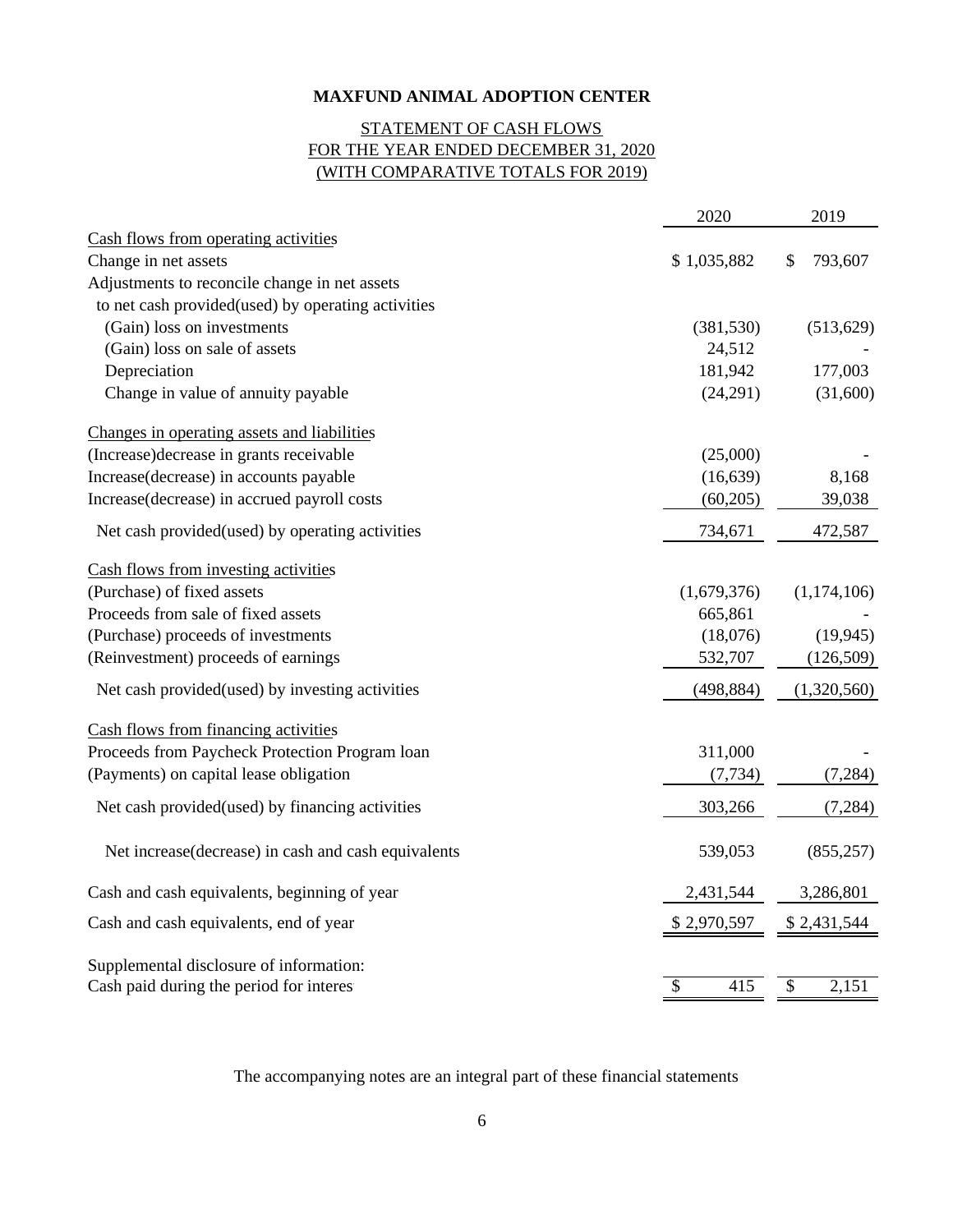**MAXFUND ANIMAL ADOPTION CENTER**

STATEMENT OF CASH FLOWS
FOR THE YEAR ENDED DECEMBER 31, 2020
(WITH COMPARATIVE TOTALS FOR 2019)

| | 2020 | 2019 |
|---|---|---|
| Cash flows from operating activities | | |
| Change in net assets | $ 1,035,882 | $ 793,607 |
| Adjustments to reconcile change in net assets to net cash provided(used) by operating activities | | |
| (Gain) loss on investments | (381,530) | (513,629) |
| (Gain) loss on sale of assets | 24,512 | - |
| Depreciation | 181,942 | 177,003 |
| Change in value of annuity payable | (24,291) | (31,600) |
| Changes in operating assets and liabilities | | |
| (Increase)decrease in grants receivable | (25,000) | - |
| Increase(decrease) in accounts payable | (16,639) | 8,168 |
| Increase(decrease) in accrued payroll costs | (60,205) | 39,038 |
| Net cash provided(used) by operating activities | 734,671 | 472,587 |
| Cash flows from investing activities | | |
| (Purchase) of fixed assets | (1,679,376) | (1,174,106) |
| Proceeds from sale of fixed assets | 665,861 | - |
| (Purchase) proceeds of investments | (18,076) | (19,945) |
| (Reinvestment) proceeds of earnings | 532,707 | (126,509) |
| Net cash provided(used) by investing activities | (498,884) | (1,320,560) |
| Cash flows from financing activities | | |
| Proceeds from Paycheck Protection Program loan | 311,000 | - |
| (Payments) on capital lease obligation | (7,734) | (7,284) |
| Net cash provided(used) by financing activities | 303,266 | (7,284) |
| Net increase(decrease) in cash and cash equivalents | 539,053 | (855,257) |
| Cash and cash equivalents, beginning of year | 2,431,544 | 3,286,801 |
| Cash and cash equivalents, end of year | $ 2,970,597 | $ 2,431,544 |
| Supplemental disclosure of information: | | |
| Cash paid during the period for interes | $ 415 | $ 2,151 |

The accompanying notes are an integral part of these financial statements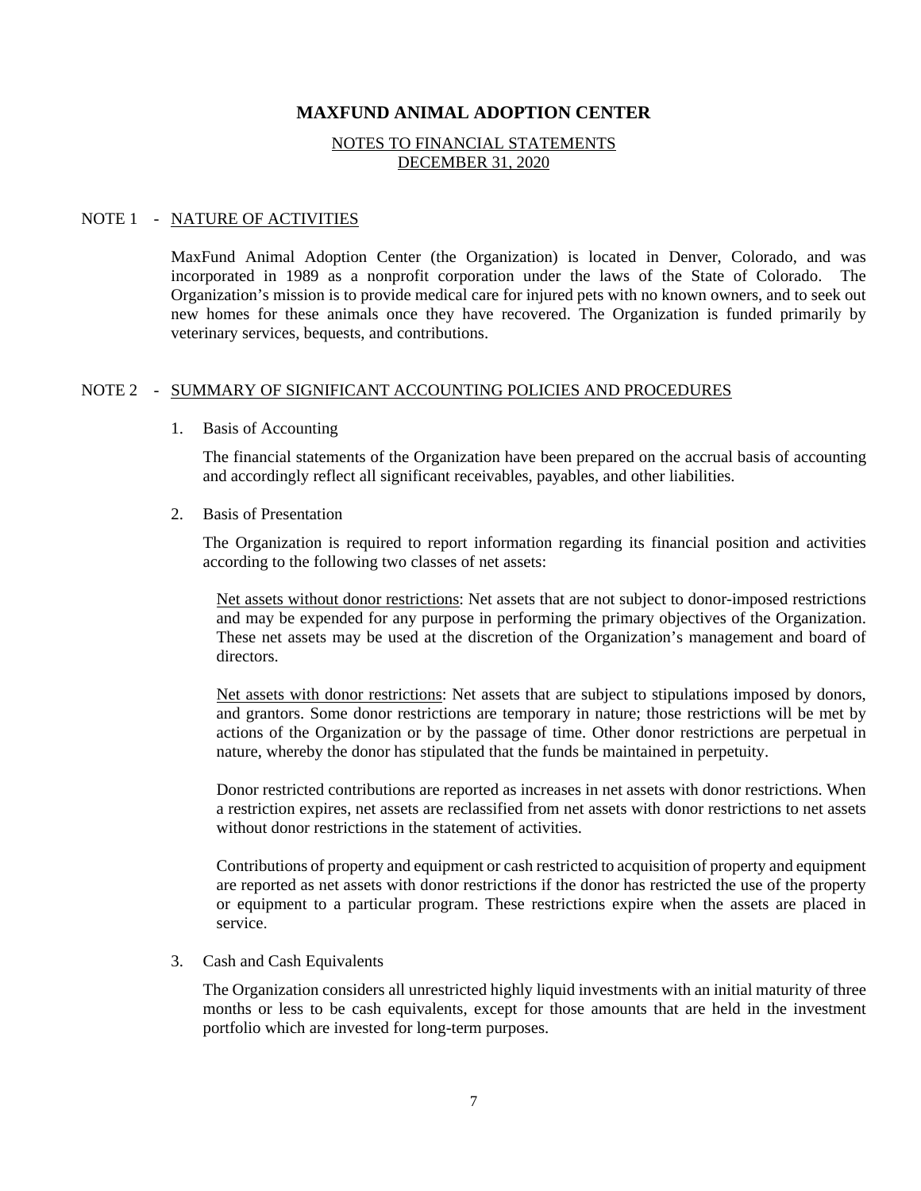# MAXFUND ANIMAL ADOPTION CENTER

## NOTES TO FINANCIAL STATEMENTS
## DECEMBER 31, 2020

### NOTE 1 - NATURE OF ACTIVITIES

MaxFund Animal Adoption Center (the Organization) is located in Denver, Colorado, and was incorporated in 1989 as a nonprofit corporation under the laws of the State of Colorado. The Organization's mission is to provide medical care for injured pets with no known owners, and to seek out new homes for these animals once they have recovered. The Organization is funded primarily by veterinary services, bequests, and contributions.

### NOTE 2 - SUMMARY OF SIGNIFICANT ACCOUNTING POLICIES AND PROCEDURES

1. Basis of Accounting

The financial statements of the Organization have been prepared on the accrual basis of accounting and accordingly reflect all significant receivables, payables, and other liabilities.

2. Basis of Presentation

The Organization is required to report information regarding its financial position and activities according to the following two classes of net assets:

Net assets without donor restrictions: Net assets that are not subject to donor-imposed restrictions and may be expended for any purpose in performing the primary objectives of the Organization. These net assets may be used at the discretion of the Organization's management and board of directors.

Net assets with donor restrictions: Net assets that are subject to stipulations imposed by donors, and grantors. Some donor restrictions are temporary in nature; those restrictions will be met by actions of the Organization or by the passage of time. Other donor restrictions are perpetual in nature, whereby the donor has stipulated that the funds be maintained in perpetuity.

Donor restricted contributions are reported as increases in net assets with donor restrictions. When a restriction expires, net assets are reclassified from net assets with donor restrictions to net assets without donor restrictions in the statement of activities.

Contributions of property and equipment or cash restricted to acquisition of property and equipment are reported as net assets with donor restrictions if the donor has restricted the use of the property or equipment to a particular program. These restrictions expire when the assets are placed in service.

3. Cash and Cash Equivalents

The Organization considers all unrestricted highly liquid investments with an initial maturity of three months or less to be cash equivalents, except for those amounts that are held in the investment portfolio which are invested for long-term purposes.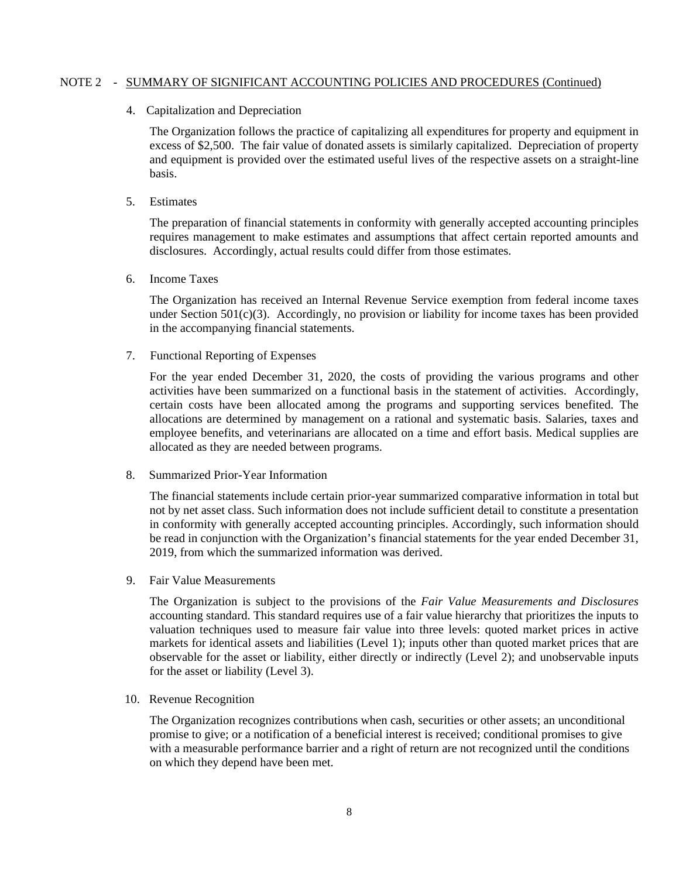NOTE 2 - SUMMARY OF SIGNIFICANT ACCOUNTING POLICIES AND PROCEDURES (Continued)

4. Capitalization and Depreciation

The Organization follows the practice of capitalizing all expenditures for property and equipment in excess of $2,500. The fair value of donated assets is similarly capitalized. Depreciation of property and equipment is provided over the estimated useful lives of the respective assets on a straight-line basis.

5. Estimates

The preparation of financial statements in conformity with generally accepted accounting principles requires management to make estimates and assumptions that affect certain reported amounts and disclosures. Accordingly, actual results could differ from those estimates.

6. Income Taxes

The Organization has received an Internal Revenue Service exemption from federal income taxes under Section 501(c)(3). Accordingly, no provision or liability for income taxes has been provided in the accompanying financial statements.

7. Functional Reporting of Expenses

For the year ended December 31, 2020, the costs of providing the various programs and other activities have been summarized on a functional basis in the statement of activities. Accordingly, certain costs have been allocated among the programs and supporting services benefited. The allocations are determined by management on a rational and systematic basis. Salaries, taxes and employee benefits, and veterinarians are allocated on a time and effort basis. Medical supplies are allocated as they are needed between programs.

8. Summarized Prior-Year Information

The financial statements include certain prior-year summarized comparative information in total but not by net asset class. Such information does not include sufficient detail to constitute a presentation in conformity with generally accepted accounting principles. Accordingly, such information should be read in conjunction with the Organization's financial statements for the year ended December 31, 2019, from which the summarized information was derived.

9. Fair Value Measurements

The Organization is subject to the provisions of the *Fair Value Measurements and Disclosures* accounting standard. This standard requires use of a fair value hierarchy that prioritizes the inputs to valuation techniques used to measure fair value into three levels: quoted market prices in active markets for identical assets and liabilities (Level 1); inputs other than quoted market prices that are observable for the asset or liability, either directly or indirectly (Level 2); and unobservable inputs for the asset or liability (Level 3).

10. Revenue Recognition

The Organization recognizes contributions when cash, securities or other assets; an unconditional promise to give; or a notification of a beneficial interest is received; conditional promises to give with a measurable performance barrier and a right of return are not recognized until the conditions on which they depend have been met.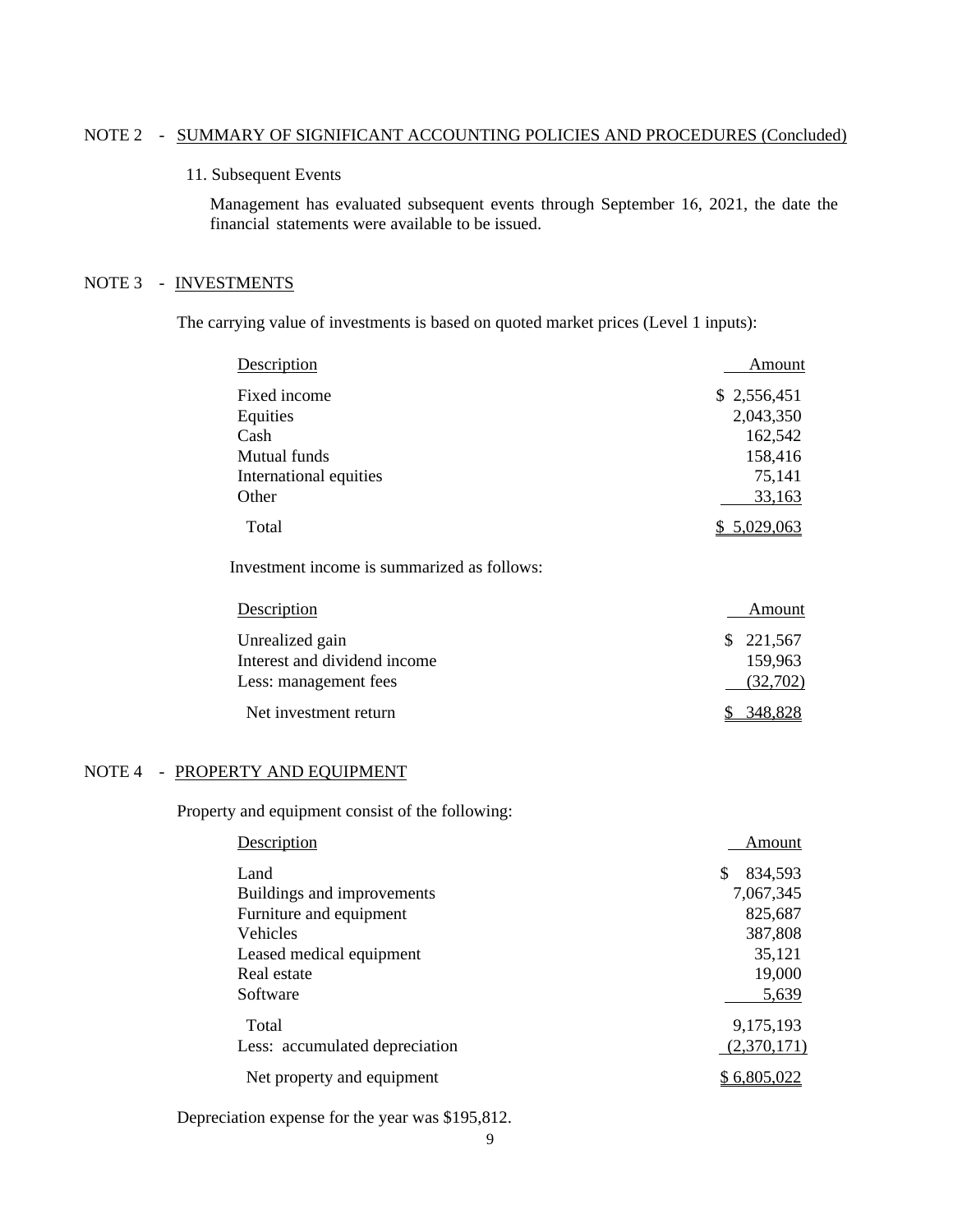## NOTE 2 - SUMMARY OF SIGNIFICANT ACCOUNTING POLICIES AND PROCEDURES (Concluded)

11. Subsequent Events

Management has evaluated subsequent events through September 16, 2021, the date the financial statements were available to be issued.

## NOTE 3 - INVESTMENTS

The carrying value of investments is based on quoted market prices (Level 1 inputs):

| Description | Amount |
|---|---|
| Fixed income | $ 2,556,451 |
| Equities | 2,043,350 |
| Cash | 162,542 |
| Mutual funds | 158,416 |
| International equities | 75,141 |
| Other | 33,163 |
| Total | $ 5,029,063 |

Investment income is summarized as follows:

| Description | Amount |
|---|---|
| Unrealized gain | $ 221,567 |
| Interest and dividend income | 159,963 |
| Less: management fees | (32,702) |
| Net investment return | $ 348,828 |

## NOTE 4 - PROPERTY AND EQUIPMENT

Property and equipment consist of the following:

| Description | Amount |
|---|---|
| Land | $ 834,593 |
| Buildings and improvements | 7,067,345 |
| Furniture and equipment | 825,687 |
| Vehicles | 387,808 |
| Leased medical equipment | 35,121 |
| Real estate | 19,000 |
| Software | 5,639 |
| Total | 9,175,193 |
| Less: accumulated depreciation | (2,370,171) |
| Net property and equipment | $ 6,805,022 |

Depreciation expense for the year was $195,812.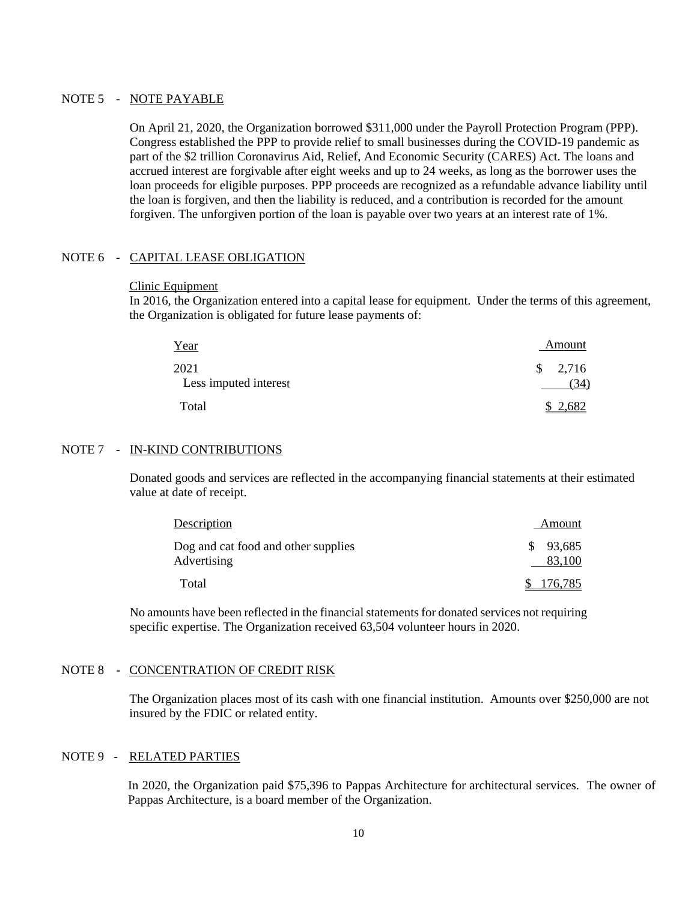## NOTE 5 - NOTE PAYABLE

On April 21, 2020, the Organization borrowed $311,000 under the Payroll Protection Program (PPP). Congress established the PPP to provide relief to small businesses during the COVID-19 pandemic as part of the $2 trillion Coronavirus Aid, Relief, And Economic Security (CARES) Act. The loans and accrued interest are forgivable after eight weeks and up to 24 weeks, as long as the borrower uses the loan proceeds for eligible purposes. PPP proceeds are recognized as a refundable advance liability until the loan is forgiven, and then the liability is reduced, and a contribution is recorded for the amount forgiven. The unforgiven portion of the loan is payable over two years at an interest rate of 1%.

## NOTE 6 - CAPITAL LEASE OBLIGATION

Clinic Equipment

In 2016, the Organization entered into a capital lease for equipment. Under the terms of this agreement, the Organization is obligated for future lease payments of:

| Year | Amount |
|---|---|
| 2021 | $ 2,716 |
| Less imputed interest | (34) |
| Total | $ 2,682 |

## NOTE 7 - IN-KIND CONTRIBUTIONS

Donated goods and services are reflected in the accompanying financial statements at their estimated value at date of receipt.

| Description | Amount |
|---|---|
| Dog and cat food and other supplies | $ 93,685 |
| Advertising | 83,100 |
| Total | $ 176,785 |

No amounts have been reflected in the financial statements for donated services not requiring specific expertise. The Organization received 63,504 volunteer hours in 2020.

## NOTE 8 - CONCENTRATION OF CREDIT RISK

The Organization places most of its cash with one financial institution. Amounts over $250,000 are not insured by the FDIC or related entity.

## NOTE 9 - RELATED PARTIES

In 2020, the Organization paid $75,396 to Pappas Architecture for architectural services. The owner of Pappas Architecture, is a board member of the Organization.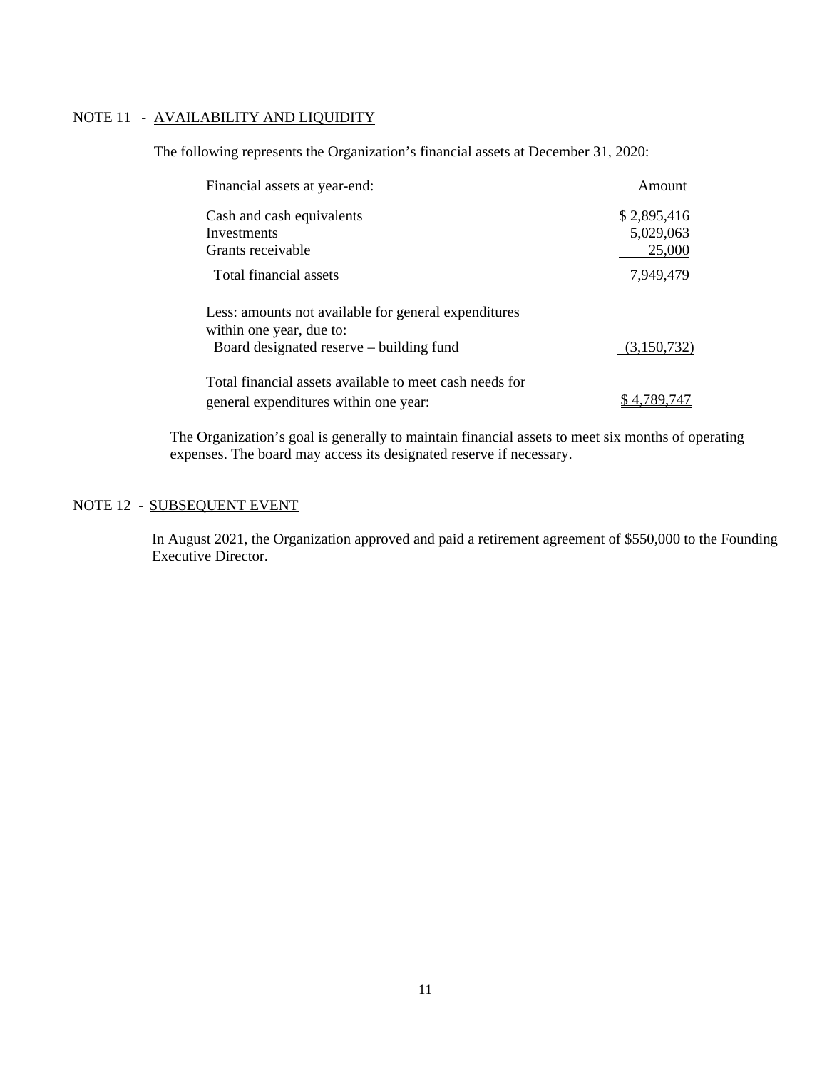## NOTE 11 - AVAILABILITY AND LIQUIDITY

The following represents the Organization's financial assets at December 31, 2020:

| Financial assets at year-end: | Amount |
|---|---|
| Cash and cash equivalents | $ 2,895,416 |
| Investments | 5,029,063 |
| Grants receivable | 25,000 |
| Total financial assets | 7,949,479 |
| Less: amounts not available for general expenditures within one year, due to: | |
| Board designated reserve – building fund | (3,150,732) |
| Total financial assets available to meet cash needs for general expenditures within one year: | $ 4,789,747 |

The Organization's goal is generally to maintain financial assets to meet six months of operating expenses. The board may access its designated reserve if necessary.

## NOTE 12 - SUBSEQUENT EVENT

In August 2021, the Organization approved and paid a retirement agreement of $550,000 to the Founding Executive Director.